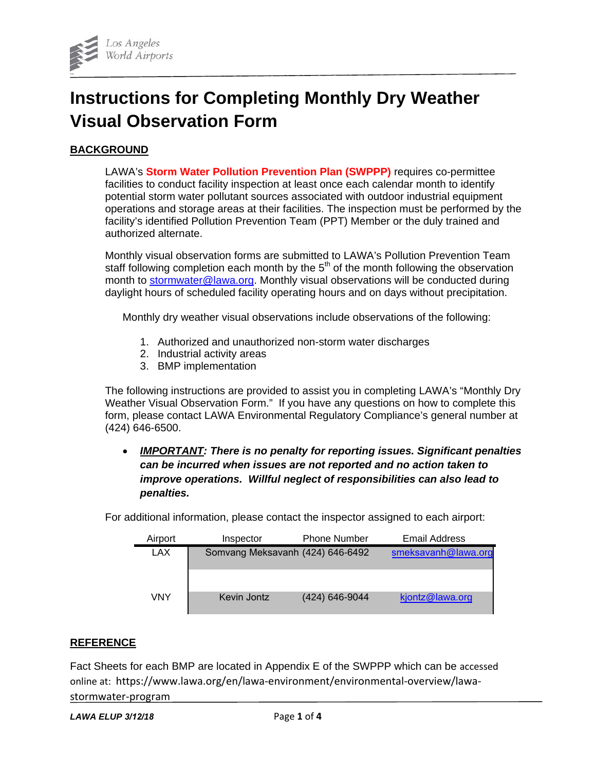Los Angeles World Airports

# Instructions for Completing Monthly Dry Weather Visual Observation Form

## BACKGROUND

LAWA's **Storm Water Pollution Prevention Plan (SWPPP)** requires co-permittee facilities to conduct facility inspection at least once each calendar month to identify potential storm water pollutant sources associated with outdoor industrial equipment operations and storage areas at their facilities. The inspection must be performed by the facility's identified Pollution Prevention Team (PPT) Member or the duly trained and authorized alternate.

Monthly visual observation forms are submitted to LAWA's Pollution Prevention Team staff following completion each month by the 5th of the month following the observation month to stormwater@lawa.org. Monthly visual observations will be conducted during daylight hours of scheduled facility operating hours and on days without precipitation.

Monthly dry weather visual observations include observations of the following:

1. Authorized and unauthorized non-storm water discharges
2. Industrial activity areas
3. BMP implementation

The following instructions are provided to assist you in completing LAWA's "Monthly Dry Weather Visual Observation Form." If you have any questions on how to complete this form, please contact LAWA Environmental Regulatory Compliance's general number at (424) 646-6500.

- ***IMPORTANT*: *There is no penalty for reporting issues. Significant penalties can be incurred when issues are not reported and no action taken to improve operations. Willful neglect of responsibilities can also lead to penalties.***

For additional information, please contact the inspector assigned to each airport:

| Airport | Inspector | Phone Number | Email Address |
|---|---|---|---|
| LAX | Somvang Meksavanh | (424) 646-6492 | smeksavanh@lawa.org |
| VNY | Kevin Jontz | (424) 646-9044 | kjontz@lawa.org |

## REFERENCE

Fact Sheets for each BMP are located in Appendix E of the SWPPP which can be accessed online at: https://www.lawa.org/en/lawa-environment/environmental-overview/lawa-stormwater-program

*LAWA ELUP 3/12/18*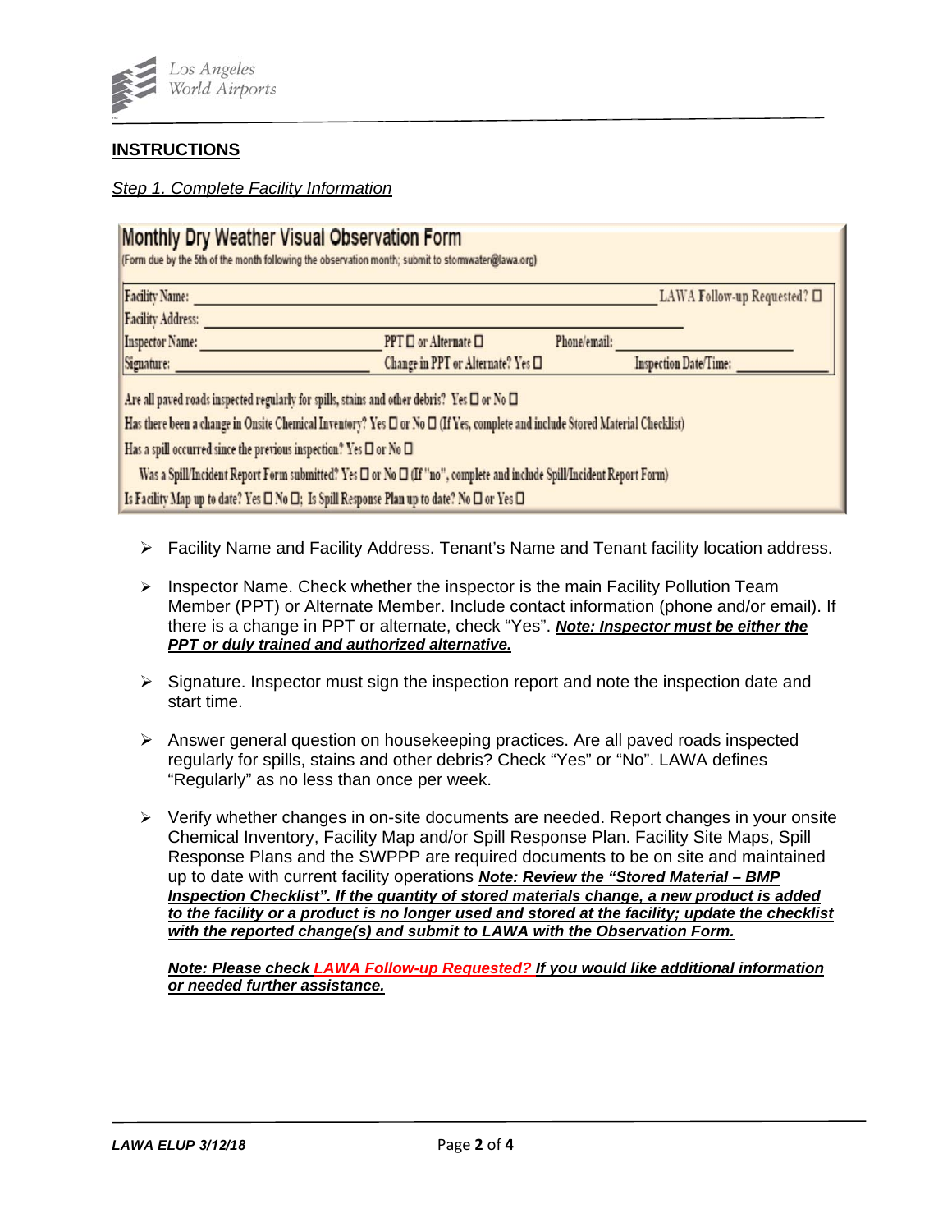## INSTRUCTIONS

*Step 1. Complete Facility Information*

**Monthly Dry Weather Visual Observation Form**

(Form due by the 5th of the month following the observation month; submit to stormwater@lawa.org)

Facility Name: ______________________________ LAWA Follow-up Requested? ☐

Facility Address: ______________________________

Inspector Name: ______________ PPT ☐ or Alternate ☐ Phone/email: ______________

Signature: ______________ Change in PPT or Alternate? Yes ☐ Inspection Date/Time: ______________

Are all paved roads inspected regularly for spills, stains and other debris? Yes ☐ or No ☐

Has there been a change in Onsite Chemical Inventory? Yes ☐ or No ☐ (If Yes, complete and include Stored Material Checklist)

Has a spill occurred since the previous inspection? Yes ☐ or No ☐

Was a Spill/Incident Report Form submitted? Yes ☐ or No ☐ (If "no", complete and include Spill/Incident Report Form)

Is Facility Map up to date? Yes ☐ No ☐; Is Spill Response Plan up to date? No ☐ or Yes ☐

- Facility Name and Facility Address. Tenant's Name and Tenant facility location address.
- Inspector Name. Check whether the inspector is the main Facility Pollution Team Member (PPT) or Alternate Member. Include contact information (phone and/or email). If there is a change in PPT or alternate, check "Yes". ***Note: Inspector must be either the PPT or duly trained and authorized alternative.***
- Signature. Inspector must sign the inspection report and note the inspection date and start time.
- Answer general question on housekeeping practices. Are all paved roads inspected regularly for spills, stains and other debris? Check "Yes" or "No". LAWA defines "Regularly" as no less than once per week.
- Verify whether changes in on-site documents are needed. Report changes in your onsite Chemical Inventory, Facility Map and/or Spill Response Plan. Facility Site Maps, Spill Response Plans and the SWPPP are required documents to be on site and maintained up to date with current facility operations ***Note: Review the "Stored Material – BMP Inspection Checklist". If the quantity of stored materials change, a new product is added to the facility or a product is no longer used and stored at the facility; update the checklist with the reported change(s) and submit to LAWA with the Observation Form.***

  ***Note: Please check LAWA Follow-up Requested? If you would like additional information or needed further assistance.***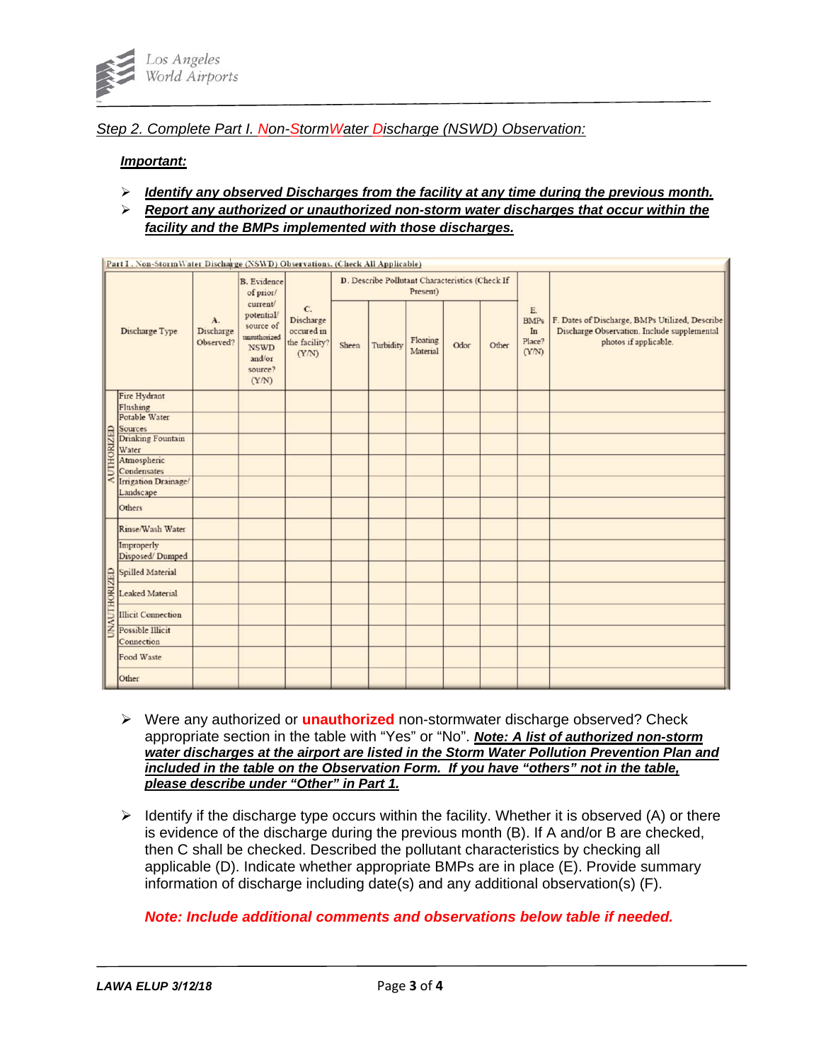*Step 2. Complete Part I. Non-StormWater Discharge (NSWD) Observation:*

***Important:***

- ***Identify any observed Discharges from the facility at any time during the previous month.***
- ***Report any authorized or unauthorized non-storm water discharges that occur within the facility and the BMPs implemented with those discharges.***

Part I. Non-StormWater Discharge (NSWD) Observations. (Check All Applicable)

| | Discharge Type | A. Discharge Observed? | B. Evidence of prior/ current/ potential/ source of unauthorized NSWD and/or source? (Y/N) | C. Discharge occured in the facility? (Y/N) | D. Describe Pollutant Characteristics (Check If Present) | | | | | E. BMPs In Place? (Y/N) | F. Dates of Discharge, BMPs Utilized, Describe Discharge Observation. Include supplemental photos if applicable. |
|---|---|---|---|---|---|---|---|---|---|---|---|
| | | | | | Sheen | Turbidity | Floating Material | Odor | Other | | |
| AUTHORIZED | Fire Hydrant Flushing | | | | | | | | | | |
| | Potable Water Sources | | | | | | | | | | |
| | Drinking Fountain Water | | | | | | | | | | |
| | Atmospheric Condensates | | | | | | | | | | |
| | Irrigation Drainage/ Landscape | | | | | | | | | | |
| | Others | | | | | | | | | | |
| UNAUTHORIZED | Rinse/Wash Water | | | | | | | | | | |
| | Improperly Disposed/ Dumped | | | | | | | | | | |
| | Spilled Material | | | | | | | | | | |
| | Leaked Material | | | | | | | | | | |
| | Illicit Connection | | | | | | | | | | |
| | Possible Illicit Connection | | | | | | | | | | |
| | Food Waste | | | | | | | | | | |
| | Other | | | | | | | | | | |

- Were any authorized or **unauthorized** non-stormwater discharge observed? Check appropriate section in the table with "Yes" or "No". ***Note: A list of authorized non-storm water discharges at the airport are listed in the Storm Water Pollution Prevention Plan and included in the table on the Observation Form. If you have "others" not in the table, please describe under "Other" in Part 1.***

- Identify if the discharge type occurs within the facility. Whether it is observed (A) or there is evidence of the discharge during the previous month (B). If A and/or B are checked, then C shall be checked. Described the pollutant characteristics by checking all applicable (D). Indicate whether appropriate BMPs are in place (E). Provide summary information of discharge including date(s) and any additional observation(s) (F).

  ***Note: Include additional comments and observations below table if needed.***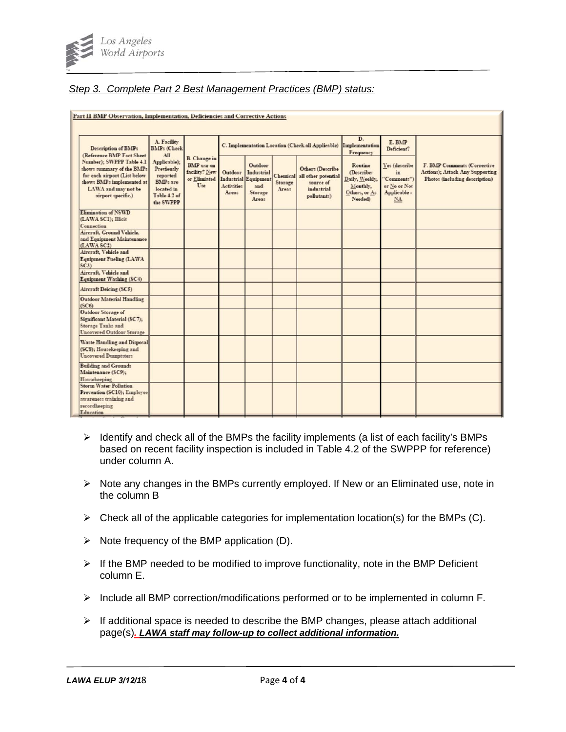*Step 3. Complete Part 2 Best Management Practices (BMP) status:*

**Part II BMP Observation, Implementation, Deficiencies and Corrective Actions**

| Description of BMPs (Reference BMP Fact Sheet Number); SWPPP Table 4.1 shows summary of the BMPs for each airport (List below shows BMPs implemented at LAWA and may not be airport specific.) | A. Facility BMPs (Check All Applicable); Previously reported BMPs are located in Table 4.2 of the SWPPP | B. Change in BMP use on facility? New or Eliminated Use | C. Implementation Location (Check all Applicable) | | | | D. Implementation Frequency | E. BMP Deficient? | F. BMP Comments (Corrective Actions); Attach Any Supporting Photos (including description) |
|---|---|---|---|---|---|---|---|---|---|
| | | | Outdoor Industrial Activities Areas | Outdoor Industrial Equipment and Storage Areas | Chemical Storage Areas | Others (Describe all other potential source of industrial pollutants) | Routine (Describe: Daily, Weekly, Monthly, Others, or As Needed) | Yes (describe in "Comments") or No or Not Applicable - NA | |
| Elimination of NSWD (LAWA SC1); Illicit Connection | | | | | | | | | |
| Aircraft, Ground Vehicle, and Equipment Maintenance (LAWA SC2) | | | | | | | | | |
| Aircraft, Vehicle and Equipment Fueling (LAWA SC3) | | | | | | | | | |
| Aircraft, Vehicle and Equipment Washing (SC4) | | | | | | | | | |
| Aircraft Deicing (SC5) | | | | | | | | | |
| Outdoor Material Handling (SC6) | | | | | | | | | |
| Outdoor Storage of Significant Material (SC7); Storage Tanks and Uncovered Outdoor Storage | | | | | | | | | |
| Waste Handling and Disposal (SC8); Housekeeping and Uncovered Dumpsters | | | | | | | | | |
| Building and Grounds Maintenance (SC9); Housekeeping | | | | | | | | | |
| Storm Water Pollution Prevention (SC10); Employee awareness training and recordkeeping Education | | | | | | | | | |

- Identify and check all of the BMPs the facility implements (a list of each facility's BMPs based on recent facility inspection is included in Table 4.2 of the SWPPP for reference) under column A.
- Note any changes in the BMPs currently employed. If New or an Eliminated use, note in the column B
- Check all of the applicable categories for implementation location(s) for the BMPs (C).
- Note frequency of the BMP application (D).
- If the BMP needed to be modified to improve functionality, note in the BMP Deficient column E.
- Include all BMP correction/modifications performed or to be implemented in column F.
- If additional space is needed to describe the BMP changes, please attach additional page(s)**. *LAWA staff may follow-up to collect additional information.***

***LAWA ELUP 3/12/1**8*